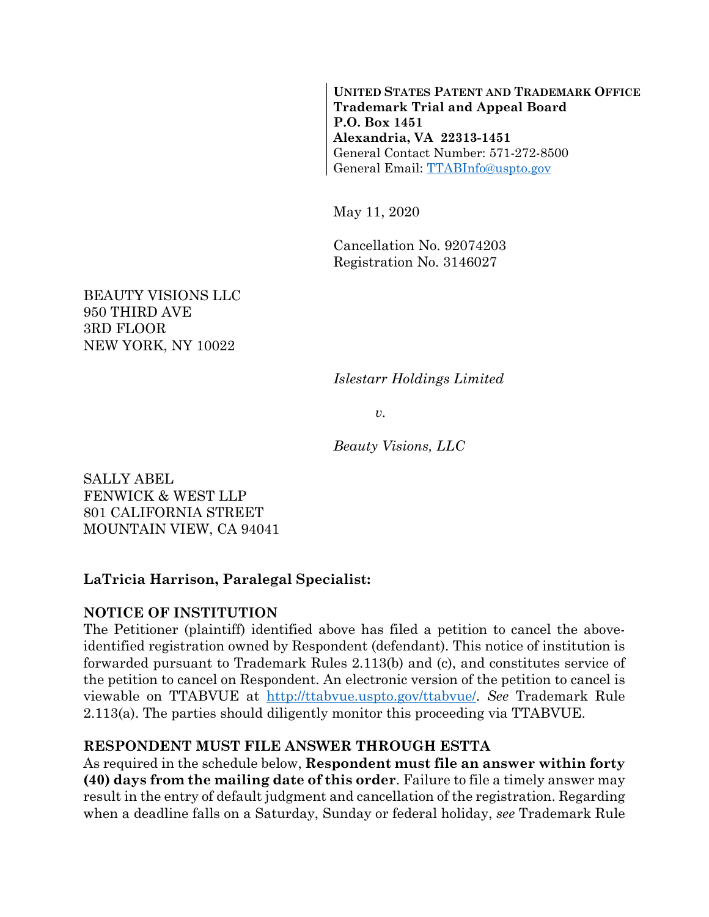**UNITED STATES PATENT AND TRADEMARK OFFICE**
**Trademark Trial and Appeal Board**
**P.O. Box 1451**
**Alexandria, VA 22313-1451**
General Contact Number: 571-272-8500
General Email: TTABInfo@uspto.gov

May 11, 2020

Cancellation No. 92074203
Registration No. 3146027

BEAUTY VISIONS LLC
950 THIRD AVE
3RD FLOOR
NEW YORK, NY 10022

*Islestarr Holdings Limited*

*v.*

*Beauty Visions, LLC*

SALLY ABEL
FENWICK & WEST LLP
801 CALIFORNIA STREET
MOUNTAIN VIEW, CA 94041

**LaTricia Harrison, Paralegal Specialist:**

**NOTICE OF INSTITUTION**

The Petitioner (plaintiff) identified above has filed a petition to cancel the above-identified registration owned by Respondent (defendant). This notice of institution is forwarded pursuant to Trademark Rules 2.113(b) and (c), and constitutes service of the petition to cancel on Respondent. An electronic version of the petition to cancel is viewable on TTABVUE at http://ttabvue.uspto.gov/ttabvue/. *See* Trademark Rule 2.113(a). The parties should diligently monitor this proceeding via TTABVUE.

**RESPONDENT MUST FILE ANSWER THROUGH ESTTA**

As required in the schedule below, **Respondent must file an answer within forty (40) days from the mailing date of this order**. Failure to file a timely answer may result in the entry of default judgment and cancellation of the registration. Regarding when a deadline falls on a Saturday, Sunday or federal holiday, *see* Trademark Rule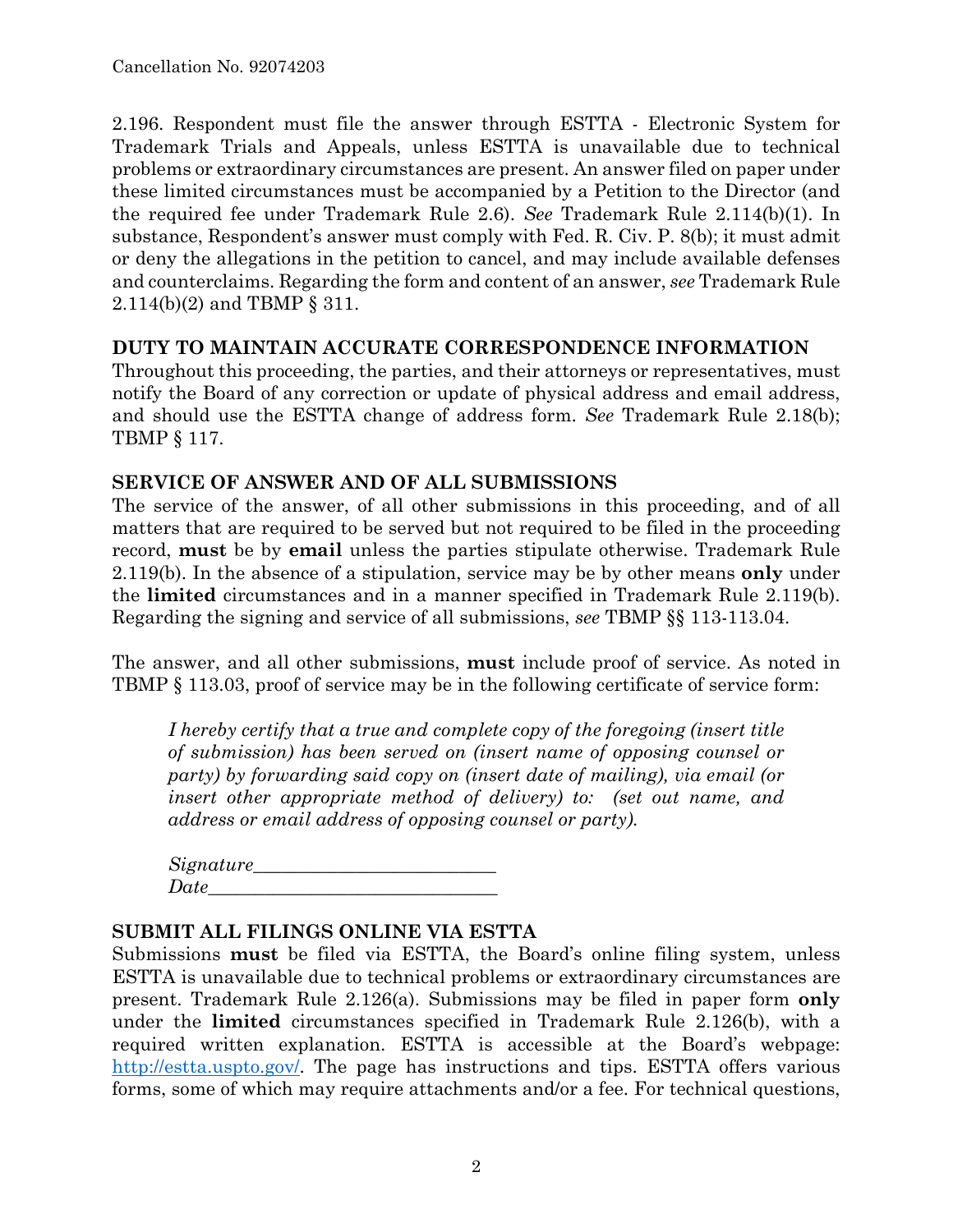2.196. Respondent must file the answer through ESTTA - Electronic System for Trademark Trials and Appeals, unless ESTTA is unavailable due to technical problems or extraordinary circumstances are present. An answer filed on paper under these limited circumstances must be accompanied by a Petition to the Director (and the required fee under Trademark Rule 2.6). *See* Trademark Rule 2.114(b)(1). In substance, Respondent's answer must comply with Fed. R. Civ. P. 8(b); it must admit or deny the allegations in the petition to cancel, and may include available defenses and counterclaims. Regarding the form and content of an answer, *see* Trademark Rule 2.114(b)(2) and TBMP § 311.

## DUTY TO MAINTAIN ACCURATE CORRESPONDENCE INFORMATION

Throughout this proceeding, the parties, and their attorneys or representatives, must notify the Board of any correction or update of physical address and email address, and should use the ESTTA change of address form. *See* Trademark Rule 2.18(b); TBMP § 117.

## SERVICE OF ANSWER AND OF ALL SUBMISSIONS

The service of the answer, of all other submissions in this proceeding, and of all matters that are required to be served but not required to be filed in the proceeding record, **must** be by **email** unless the parties stipulate otherwise. Trademark Rule 2.119(b). In the absence of a stipulation, service may be by other means **only** under the **limited** circumstances and in a manner specified in Trademark Rule 2.119(b). Regarding the signing and service of all submissions, *see* TBMP §§ 113-113.04.

The answer, and all other submissions, **must** include proof of service. As noted in TBMP § 113.03, proof of service may be in the following certificate of service form:

> *I hereby certify that a true and complete copy of the foregoing (insert title of submission) has been served on (insert name of opposing counsel or party) by forwarding said copy on (insert date of mailing), via email (or insert other appropriate method of delivery) to: (set out name, and address or email address of opposing counsel or party).*
>
> *Signature*_________________________
> *Date*_____________________________

## SUBMIT ALL FILINGS ONLINE VIA ESTTA

Submissions **must** be filed via ESTTA, the Board's online filing system, unless ESTTA is unavailable due to technical problems or extraordinary circumstances are present. Trademark Rule 2.126(a). Submissions may be filed in paper form **only** under the **limited** circumstances specified in Trademark Rule 2.126(b), with a required written explanation. ESTTA is accessible at the Board's webpage: http://estta.uspto.gov/. The page has instructions and tips. ESTTA offers various forms, some of which may require attachments and/or a fee. For technical questions,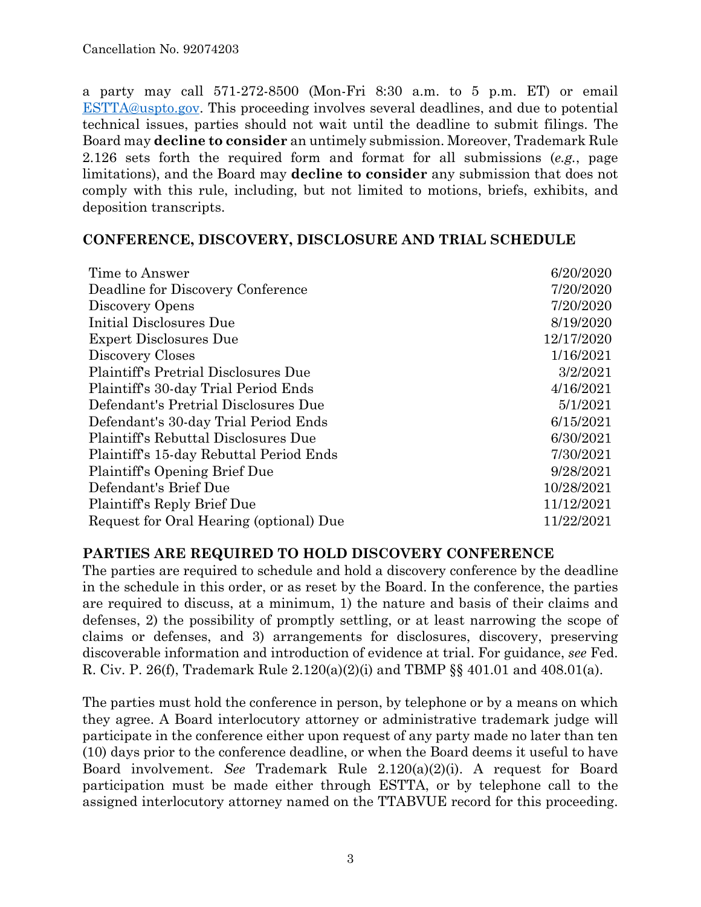a party may call 571-272-8500 (Mon-Fri 8:30 a.m. to 5 p.m. ET) or email [ESTTA@uspto.gov](mailto:ESTTA@uspto.gov). This proceeding involves several deadlines, and due to potential technical issues, parties should not wait until the deadline to submit filings. The Board may **decline to consider** an untimely submission. Moreover, Trademark Rule 2.126 sets forth the required form and format for all submissions (*e.g.*, page limitations), and the Board may **decline to consider** any submission that does not comply with this rule, including, but not limited to motions, briefs, exhibits, and deposition transcripts.

## CONFERENCE, DISCOVERY, DISCLOSURE AND TRIAL SCHEDULE

| | |
|---|---|
| Time to Answer | 6/20/2020 |
| Deadline for Discovery Conference | 7/20/2020 |
| Discovery Opens | 7/20/2020 |
| Initial Disclosures Due | 8/19/2020 |
| Expert Disclosures Due | 12/17/2020 |
| Discovery Closes | 1/16/2021 |
| Plaintiff's Pretrial Disclosures Due | 3/2/2021 |
| Plaintiff's 30-day Trial Period Ends | 4/16/2021 |
| Defendant's Pretrial Disclosures Due | 5/1/2021 |
| Defendant's 30-day Trial Period Ends | 6/15/2021 |
| Plaintiff's Rebuttal Disclosures Due | 6/30/2021 |
| Plaintiff's 15-day Rebuttal Period Ends | 7/30/2021 |
| Plaintiff's Opening Brief Due | 9/28/2021 |
| Defendant's Brief Due | 10/28/2021 |
| Plaintiff's Reply Brief Due | 11/12/2021 |
| Request for Oral Hearing (optional) Due | 11/22/2021 |

## PARTIES ARE REQUIRED TO HOLD DISCOVERY CONFERENCE

The parties are required to schedule and hold a discovery conference by the deadline in the schedule in this order, or as reset by the Board. In the conference, the parties are required to discuss, at a minimum, 1) the nature and basis of their claims and defenses, 2) the possibility of promptly settling, or at least narrowing the scope of claims or defenses, and 3) arrangements for disclosures, discovery, preserving discoverable information and introduction of evidence at trial. For guidance, *see* Fed. R. Civ. P. 26(f), Trademark Rule 2.120(a)(2)(i) and TBMP §§ 401.01 and 408.01(a).

The parties must hold the conference in person, by telephone or by a means on which they agree. A Board interlocutory attorney or administrative trademark judge will participate in the conference either upon request of any party made no later than ten (10) days prior to the conference deadline, or when the Board deems it useful to have Board involvement. *See* Trademark Rule 2.120(a)(2)(i). A request for Board participation must be made either through ESTTA, or by telephone call to the assigned interlocutory attorney named on the TTABVUE record for this proceeding.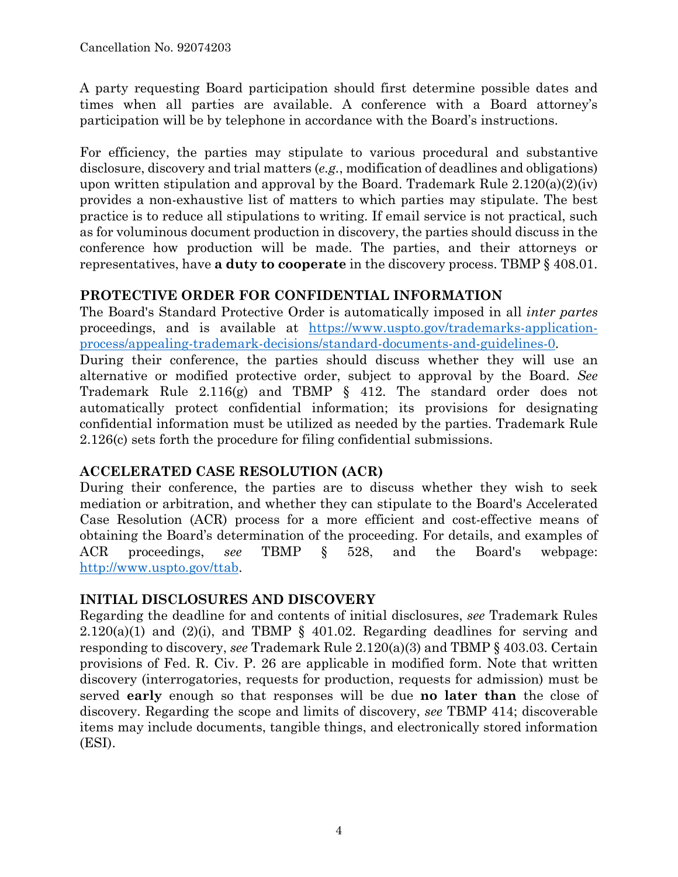A party requesting Board participation should first determine possible dates and times when all parties are available. A conference with a Board attorney's participation will be by telephone in accordance with the Board's instructions.

For efficiency, the parties may stipulate to various procedural and substantive disclosure, discovery and trial matters (*e.g.*, modification of deadlines and obligations) upon written stipulation and approval by the Board. Trademark Rule 2.120(a)(2)(iv) provides a non-exhaustive list of matters to which parties may stipulate. The best practice is to reduce all stipulations to writing. If email service is not practical, such as for voluminous document production in discovery, the parties should discuss in the conference how production will be made. The parties, and their attorneys or representatives, have **a duty to cooperate** in the discovery process. TBMP § 408.01.

## PROTECTIVE ORDER FOR CONFIDENTIAL INFORMATION

The Board's Standard Protective Order is automatically imposed in all *inter partes* proceedings, and is available at [https://www.uspto.gov/trademarks-application-process/appealing-trademark-decisions/standard-documents-and-guidelines-0](https://www.uspto.gov/trademarks-application-process/appealing-trademark-decisions/standard-documents-and-guidelines-0).

During their conference, the parties should discuss whether they will use an alternative or modified protective order, subject to approval by the Board. *See* Trademark Rule 2.116(g) and TBMP § 412. The standard order does not automatically protect confidential information; its provisions for designating confidential information must be utilized as needed by the parties. Trademark Rule 2.126(c) sets forth the procedure for filing confidential submissions.

## ACCELERATED CASE RESOLUTION (ACR)

During their conference, the parties are to discuss whether they wish to seek mediation or arbitration, and whether they can stipulate to the Board's Accelerated Case Resolution (ACR) process for a more efficient and cost-effective means of obtaining the Board's determination of the proceeding. For details, and examples of ACR proceedings, *see* TBMP § 528, and the Board's webpage: [http://www.uspto.gov/ttab](http://www.uspto.gov/ttab).

## INITIAL DISCLOSURES AND DISCOVERY

Regarding the deadline for and contents of initial disclosures, *see* Trademark Rules 2.120(a)(1) and (2)(i), and TBMP § 401.02. Regarding deadlines for serving and responding to discovery, *see* Trademark Rule 2.120(a)(3) and TBMP § 403.03. Certain provisions of Fed. R. Civ. P. 26 are applicable in modified form. Note that written discovery (interrogatories, requests for production, requests for admission) must be served **early** enough so that responses will be due **no later than** the close of discovery. Regarding the scope and limits of discovery, *see* TBMP 414; discoverable items may include documents, tangible things, and electronically stored information (ESI).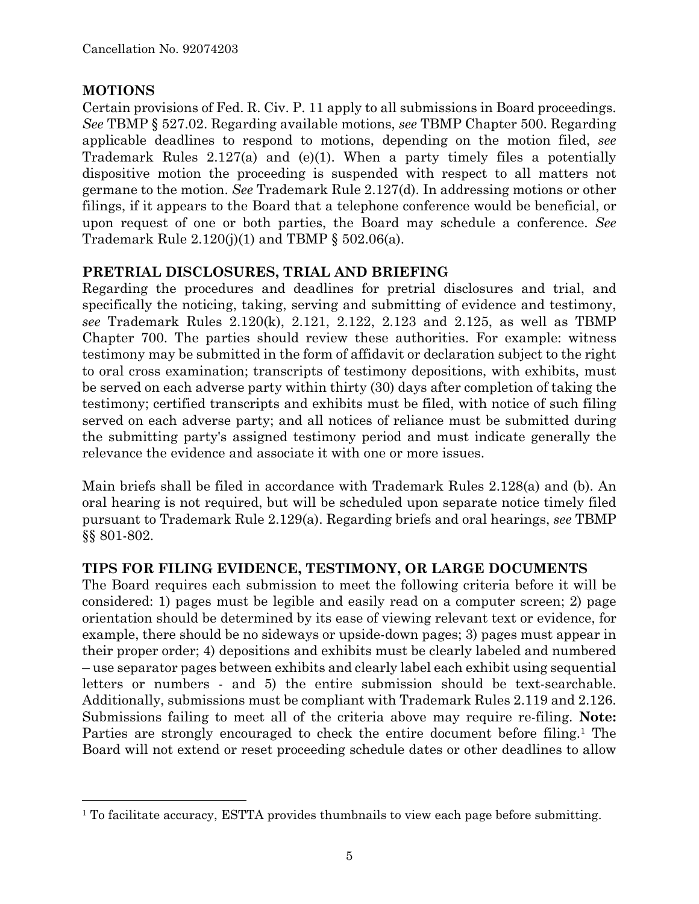## MOTIONS

Certain provisions of Fed. R. Civ. P. 11 apply to all submissions in Board proceedings. *See* TBMP § 527.02. Regarding available motions, *see* TBMP Chapter 500. Regarding applicable deadlines to respond to motions, depending on the motion filed, *see* Trademark Rules 2.127(a) and (e)(1). When a party timely files a potentially dispositive motion the proceeding is suspended with respect to all matters not germane to the motion. *See* Trademark Rule 2.127(d). In addressing motions or other filings, if it appears to the Board that a telephone conference would be beneficial, or upon request of one or both parties, the Board may schedule a conference. *See* Trademark Rule 2.120(j)(1) and TBMP § 502.06(a).

## PRETRIAL DISCLOSURES, TRIAL AND BRIEFING

Regarding the procedures and deadlines for pretrial disclosures and trial, and specifically the noticing, taking, serving and submitting of evidence and testimony, *see* Trademark Rules 2.120(k), 2.121, 2.122, 2.123 and 2.125, as well as TBMP Chapter 700. The parties should review these authorities. For example: witness testimony may be submitted in the form of affidavit or declaration subject to the right to oral cross examination; transcripts of testimony depositions, with exhibits, must be served on each adverse party within thirty (30) days after completion of taking the testimony; certified transcripts and exhibits must be filed, with notice of such filing served on each adverse party; and all notices of reliance must be submitted during the submitting party's assigned testimony period and must indicate generally the relevance the evidence and associate it with one or more issues.

Main briefs shall be filed in accordance with Trademark Rules 2.128(a) and (b). An oral hearing is not required, but will be scheduled upon separate notice timely filed pursuant to Trademark Rule 2.129(a). Regarding briefs and oral hearings, *see* TBMP §§ 801-802.

## TIPS FOR FILING EVIDENCE, TESTIMONY, OR LARGE DOCUMENTS

The Board requires each submission to meet the following criteria before it will be considered: 1) pages must be legible and easily read on a computer screen; 2) page orientation should be determined by its ease of viewing relevant text or evidence, for example, there should be no sideways or upside-down pages; 3) pages must appear in their proper order; 4) depositions and exhibits must be clearly labeled and numbered – use separator pages between exhibits and clearly label each exhibit using sequential letters or numbers - and 5) the entire submission should be text-searchable. Additionally, submissions must be compliant with Trademark Rules 2.119 and 2.126. Submissions failing to meet all of the criteria above may require re-filing. **Note:** Parties are strongly encouraged to check the entire document before filing.[1] The Board will not extend or reset proceeding schedule dates or other deadlines to allow

[1] To facilitate accuracy, ESTTA provides thumbnails to view each page before submitting.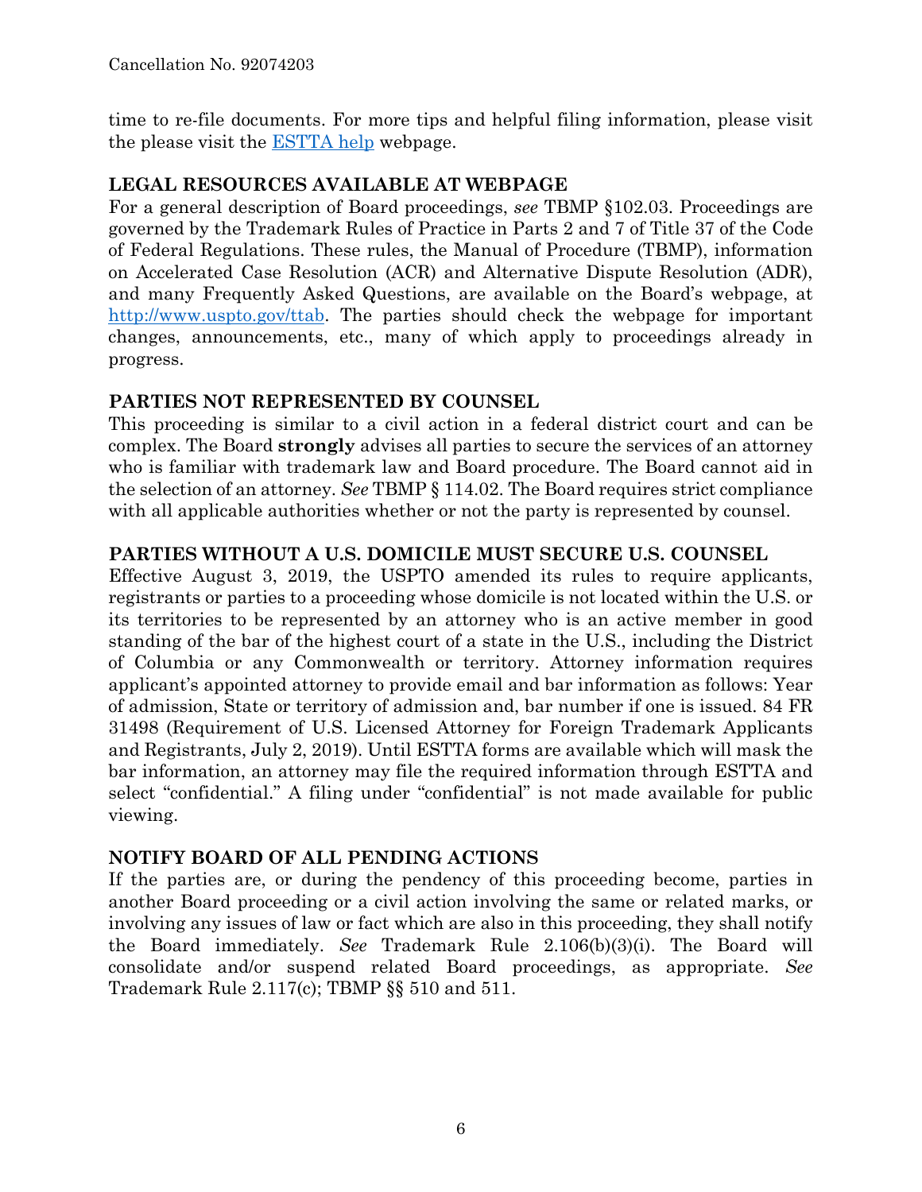time to re-file documents. For more tips and helpful filing information, please visit the please visit the [ESTTA help](#) webpage.

## LEGAL RESOURCES AVAILABLE AT WEBPAGE

For a general description of Board proceedings, *see* TBMP §102.03. Proceedings are governed by the Trademark Rules of Practice in Parts 2 and 7 of Title 37 of the Code of Federal Regulations. These rules, the Manual of Procedure (TBMP), information on Accelerated Case Resolution (ACR) and Alternative Dispute Resolution (ADR), and many Frequently Asked Questions, are available on the Board's webpage, at [http://www.uspto.gov/ttab](http://www.uspto.gov/ttab). The parties should check the webpage for important changes, announcements, etc., many of which apply to proceedings already in progress.

## PARTIES NOT REPRESENTED BY COUNSEL

This proceeding is similar to a civil action in a federal district court and can be complex. The Board **strongly** advises all parties to secure the services of an attorney who is familiar with trademark law and Board procedure. The Board cannot aid in the selection of an attorney. *See* TBMP § 114.02. The Board requires strict compliance with all applicable authorities whether or not the party is represented by counsel.

## PARTIES WITHOUT A U.S. DOMICILE MUST SECURE U.S. COUNSEL

Effective August 3, 2019, the USPTO amended its rules to require applicants, registrants or parties to a proceeding whose domicile is not located within the U.S. or its territories to be represented by an attorney who is an active member in good standing of the bar of the highest court of a state in the U.S., including the District of Columbia or any Commonwealth or territory. Attorney information requires applicant's appointed attorney to provide email and bar information as follows: Year of admission, State or territory of admission and, bar number if one is issued. 84 FR 31498 (Requirement of U.S. Licensed Attorney for Foreign Trademark Applicants and Registrants, July 2, 2019). Until ESTTA forms are available which will mask the bar information, an attorney may file the required information through ESTTA and select "confidential." A filing under "confidential" is not made available for public viewing.

## NOTIFY BOARD OF ALL PENDING ACTIONS

If the parties are, or during the pendency of this proceeding become, parties in another Board proceeding or a civil action involving the same or related marks, or involving any issues of law or fact which are also in this proceeding, they shall notify the Board immediately. *See* Trademark Rule 2.106(b)(3)(i). The Board will consolidate and/or suspend related Board proceedings, as appropriate. *See* Trademark Rule 2.117(c); TBMP §§ 510 and 511.